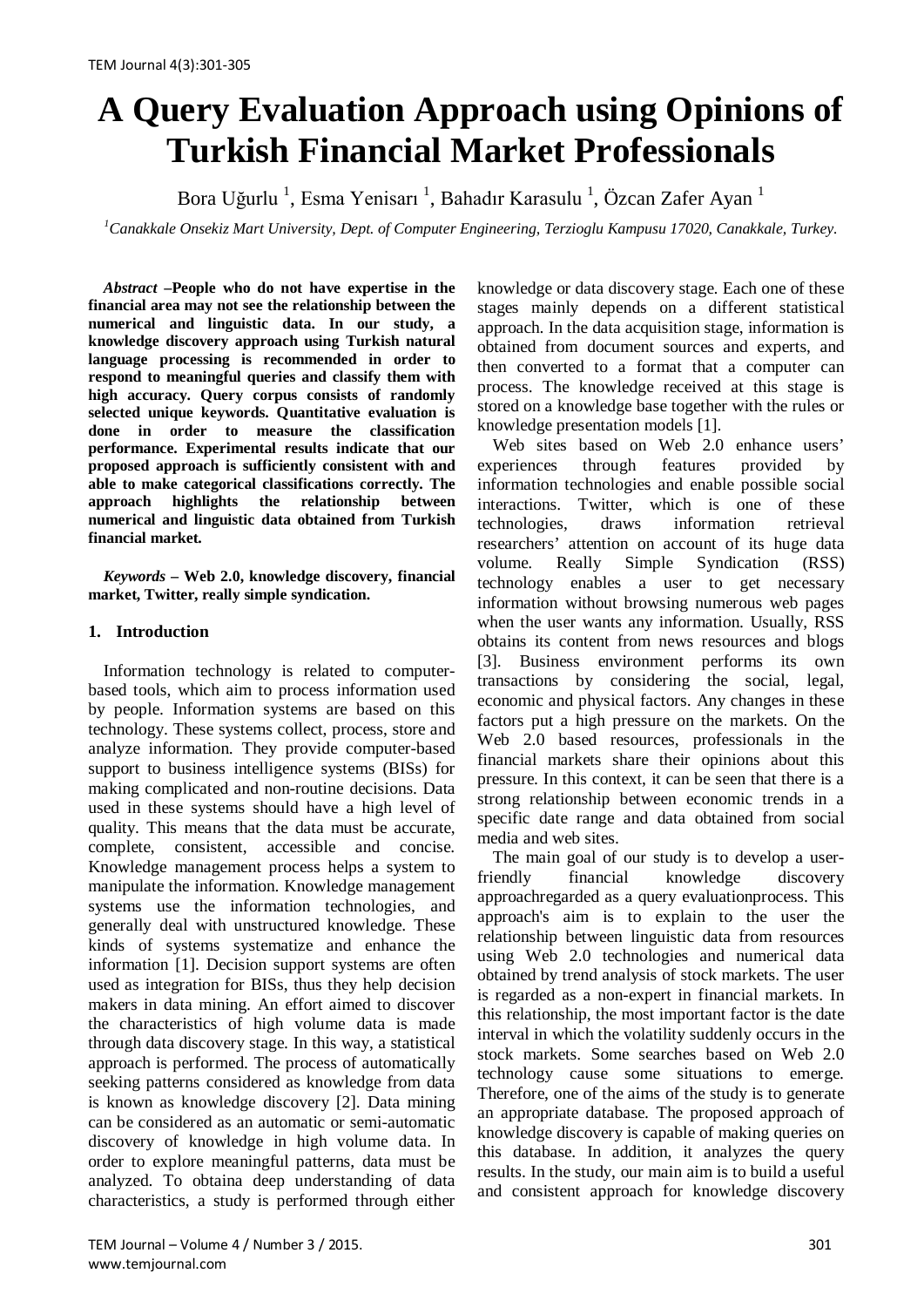# A Query Evaluation Approach using Opinions of Turkish Financial Market Professionals

Bora Uğurlu [1], Esma Yenisarı [1], Bahadır Karasulu [1], Özcan Zafer Ayan [1]

[1]*Canakkale Onsekiz Mart University, Dept. of Computer Engineering, Terzioglu Kampusu 17020, Canakkale, Turkey.*

***Abstract*** **–People who do not have expertise in the financial area may not see the relationship between the numerical and linguistic data. In our study, a knowledge discovery approach using Turkish natural language processing is recommended in order to respond to meaningful queries and classify them with high accuracy. Query corpus consists of randomly selected unique keywords. Quantitative evaluation is done in order to measure the classification performance. Experimental results indicate that our proposed approach is sufficiently consistent with and able to make categorical classifications correctly. The approach highlights the relationship between numerical and linguistic data obtained from Turkish financial market.**

***Keywords*** **– Web 2.0, knowledge discovery, financial market, Twitter, really simple syndication.**

## 1. Introduction

Information technology is related to computer-based tools, which aim to process information used by people. Information systems are based on this technology. These systems collect, process, store and analyze information. They provide computer-based support to business intelligence systems (BISs) for making complicated and non-routine decisions. Data used in these systems should have a high level of quality. This means that the data must be accurate, complete, consistent, accessible and concise. Knowledge management process helps a system to manipulate the information. Knowledge management systems use the information technologies, and generally deal with unstructured knowledge. These kinds of systems systematize and enhance the information [1]. Decision support systems are often used as integration for BISs, thus they help decision makers in data mining. An effort aimed to discover the characteristics of high volume data is made through data discovery stage. In this way, a statistical approach is performed. The process of automatically seeking patterns considered as knowledge from data is known as knowledge discovery [2]. Data mining can be considered as an automatic or semi-automatic discovery of knowledge in high volume data. In order to explore meaningful patterns, data must be analyzed. To obtaina deep understanding of data characteristics, a study is performed through either knowledge or data discovery stage. Each one of these stages mainly depends on a different statistical approach. In the data acquisition stage, information is obtained from document sources and experts, and then converted to a format that a computer can process. The knowledge received at this stage is stored on a knowledge base together with the rules or knowledge presentation models [1].

Web sites based on Web 2.0 enhance users' experiences through features provided by information technologies and enable possible social interactions. Twitter, which is one of these technologies, draws information retrieval researchers' attention on account of its huge data volume. Really Simple Syndication (RSS) technology enables a user to get necessary information without browsing numerous web pages when the user wants any information. Usually, RSS obtains its content from news resources and blogs [3]. Business environment performs its own transactions by considering the social, legal, economic and physical factors. Any changes in these factors put a high pressure on the markets. On the Web 2.0 based resources, professionals in the financial markets share their opinions about this pressure. In this context, it can be seen that there is a strong relationship between economic trends in a specific date range and data obtained from social media and web sites.

The main goal of our study is to develop a user-friendly financial knowledge discovery approachregarded as a query evaluationprocess. This approach's aim is to explain to the user the relationship between linguistic data from resources using Web 2.0 technologies and numerical data obtained by trend analysis of stock markets. The user is regarded as a non-expert in financial markets. In this relationship, the most important factor is the date interval in which the volatility suddenly occurs in the stock markets. Some searches based on Web 2.0 technology cause some situations to emerge. Therefore, one of the aims of the study is to generate an appropriate database. The proposed approach of knowledge discovery is capable of making queries on this database. In addition, it analyzes the query results. In the study, our main aim is to build a useful and consistent approach for knowledge discovery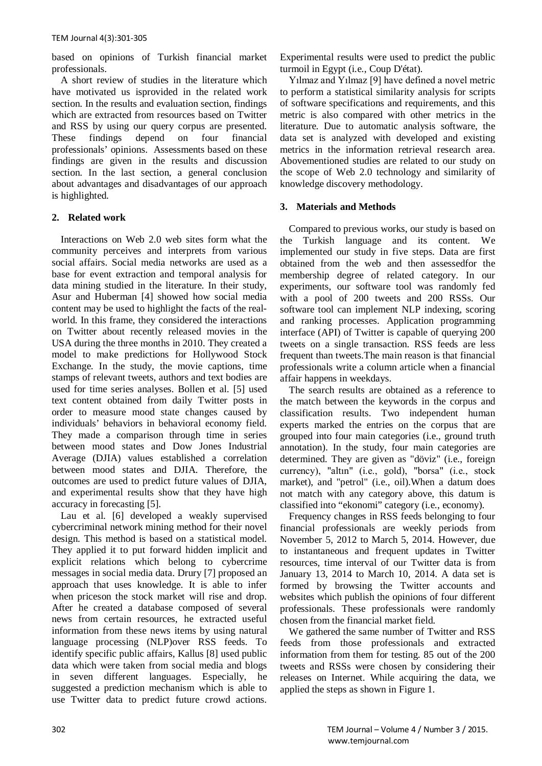based on opinions of Turkish financial market professionals.

A short review of studies in the literature which have motivated us isprovided in the related work section. In the results and evaluation section, findings which are extracted from resources based on Twitter and RSS by using our query corpus are presented. These findings depend on four financial professionals' opinions. Assessments based on these findings are given in the results and discussion section. In the last section, a general conclusion about advantages and disadvantages of our approach is highlighted.

## 2. Related work

Interactions on Web 2.0 web sites form what the community perceives and interprets from various social affairs. Social media networks are used as a base for event extraction and temporal analysis for data mining studied in the literature. In their study, Asur and Huberman [4] showed how social media content may be used to highlight the facts of the real-world. In this frame, they considered the interactions on Twitter about recently released movies in the USA during the three months in 2010. They created a model to make predictions for Hollywood Stock Exchange. In the study, the movie captions, time stamps of relevant tweets, authors and text bodies are used for time series analyses. Bollen et al. [5] used text content obtained from daily Twitter posts in order to measure mood state changes caused by individuals' behaviors in behavioral economy field. They made a comparison through time in series between mood states and Dow Jones Industrial Average (DJIA) values established a correlation between mood states and DJIA. Therefore, the outcomes are used to predict future values of DJIA, and experimental results show that they have high accuracy in forecasting [5].

Lau et al. [6] developed a weakly supervised cybercriminal network mining method for their novel design. This method is based on a statistical model. They applied it to put forward hidden implicit and explicit relations which belong to cybercrime messages in social media data. Drury [7] proposed an approach that uses knowledge. It is able to infer when priceson the stock market will rise and drop. After he created a database composed of several news from certain resources, he extracted useful information from these news items by using natural language processing (NLP)over RSS feeds. To identify specific public affairs, Kallus [8] used public data which were taken from social media and blogs in seven different languages. Especially, he suggested a prediction mechanism which is able to use Twitter data to predict future crowd actions. Experimental results were used to predict the public turmoil in Egypt (i.e., Coup D'état).

Yılmaz and Yılmaz [9] have defined a novel metric to perform a statistical similarity analysis for scripts of software specifications and requirements, and this metric is also compared with other metrics in the literature. Due to automatic analysis software, the data set is analyzed with developed and existing metrics in the information retrieval research area. Abovementioned studies are related to our study on the scope of Web 2.0 technology and similarity of knowledge discovery methodology.

## 3. Materials and Methods

Compared to previous works, our study is based on the Turkish language and its content. We implemented our study in five steps. Data are first obtained from the web and then assessedfor the membership degree of related category. In our experiments, our software tool was randomly fed with a pool of 200 tweets and 200 RSSs. Our software tool can implement NLP indexing, scoring and ranking processes. Application programming interface (API) of Twitter is capable of querying 200 tweets on a single transaction. RSS feeds are less frequent than tweets.The main reason is that financial professionals write a column article when a financial affair happens in weekdays.

The search results are obtained as a reference to the match between the keywords in the corpus and classification results. Two independent human experts marked the entries on the corpus that are grouped into four main categories (i.e., ground truth annotation). In the study, four main categories are determined. They are given as "döviz" (i.e., foreign currency), "altın" (i.e., gold), "borsa" (i.e., stock market), and "petrol" (i.e., oil).When a datum does not match with any category above, this datum is classified into "ekonomi" category (i.e., economy).

Frequency changes in RSS feeds belonging to four financial professionals are weekly periods from November 5, 2012 to March 5, 2014. However, due to instantaneous and frequent updates in Twitter resources, time interval of our Twitter data is from January 13, 2014 to March 10, 2014. A data set is formed by browsing the Twitter accounts and websites which publish the opinions of four different professionals. These professionals were randomly chosen from the financial market field.

We gathered the same number of Twitter and RSS feeds from those professionals and extracted information from them for testing. 85 out of the 200 tweets and RSSs were chosen by considering their releases on Internet. While acquiring the data, we applied the steps as shown in Figure 1.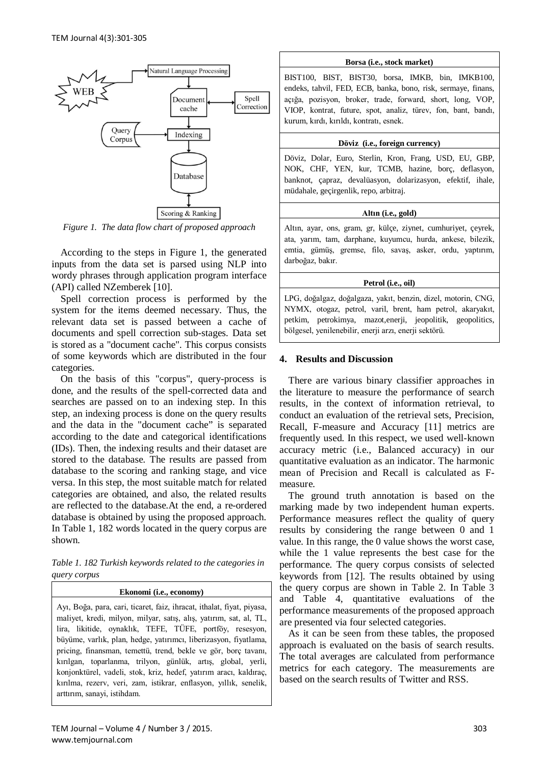Figure 1. The data flow chart of proposed approach

According to the steps in Figure 1, the generated inputs from the data set is parsed using NLP into wordy phrases through application program interface (API) called NZemberek [10].

Spell correction process is performed by the system for the items deemed necessary. Thus, the relevant data set is passed between a cache of documents and spell correction sub-stages. Data set is stored as a "document cache". This corpus consists of some keywords which are distributed in the four categories.

On the basis of this "corpus", query-process is done, and the results of the spell-corrected data and searches are passed on to an indexing step. In this step, an indexing process is done on the query results and the data in the "document cache" is separated according to the date and categorical identifications (IDs). Then, the indexing results and their dataset are stored to the database. The results are passed from database to the scoring and ranking stage, and vice versa. In this step, the most suitable match for related categories are obtained, and also, the related results are reflected to the database.At the end, a re-ordered database is obtained by using the proposed approach. In Table 1, 182 words located in the query corpus are shown.

*Table 1. 182 Turkish keywords related to the categories in query corpus*

| **Ekonomi (i.e., economy)** |
|---|
| Ayı, Boğa, para, cari, ticaret, faiz, ihracat, ithalat, fiyat, piyasa, maliyet, kredi, milyon, milyar, satış, alış, yatırım, sat, al, TL, lira, likitide, oynaklık, TEFE, TÜFE, portföy, resesyon, büyüme, varlık, plan, hedge, yatırımcı, liberizasyon, fiyatlama, pricing, finansman, temettü, trend, bekle ve gör, borç tavanı, kırılgan, toparlanma, trilyon, günlük, artış, global, yerli, konjonktürel, vadeli, stok, kriz, hedef, yatırım aracı, kaldıraç, kırılma, rezerv, veri, zam, istikrar, enflasyon, yıllık, senelik, arttırım, sanayi, istihdam. |
| **Borsa (i.e., stock market)** |
| BIST100, BIST, BIST30, borsa, IMKB, bin, IMKB100, endeks, tahvil, FED, ECB, banka, bono, risk, sermaye, finans, açığa, pozisyon, broker, trade, forward, short, long, VOP, VIOP, kontrat, future, spot, analiz, türev, fon, bant, bandı, kurum, kırdı, kırıldı, kontratı, esnek. |
| **Döviz (i.e., foreign currency)** |
| Döviz, Dolar, Euro, Sterlin, Kron, Frang, USD, EU, GBP, NOK, CHF, YEN, kur, TCMB, hazine, borç, deflasyon, banknot, çapraz, devalüasyon, dolarizasyon, efektif, ihale, müdahale, geçirgenlik, repo, arbitraj. |
| **Altın (i.e., gold)** |
| Altın, ayar, ons, gram, gr, külçe, ziynet, cumhuriyet, çeyrek, ata, yarım, tam, darphane, kuyumcu, hurda, ankese, bilezik, emtia, gümüş, gremse, filo, savaş, asker, ordu, yaptırım, darboğaz, bakır. |
| **Petrol (i.e., oil)** |
| LPG, doğalgaz, doğalgaza, yakıt, benzin, dizel, motorin, CNG, NYMX, otogaz, petrol, varil, brent, ham petrol, akaryakıt, petkim, petrokimya, mazot,enerji, jeopolitik, geopolitics, bölgesel, yenilenebilir, enerji arzı, enerji sektörü. |

## 4. Results and Discussion

There are various binary classifier approaches in the literature to measure the performance of search results, in the context of information retrieval, to conduct an evaluation of the retrieval sets, Precision, Recall, F-measure and Accuracy [11] metrics are frequently used. In this respect, we used well-known accuracy metric (i.e., Balanced accuracy) in our quantitative evaluation as an indicator. The harmonic mean of Precision and Recall is calculated as F-measure.

The ground truth annotation is based on the marking made by two independent human experts. Performance measures reflect the quality of query results by considering the range between 0 and 1 value. In this range, the 0 value shows the worst case, while the 1 value represents the best case for the performance. The query corpus consists of selected keywords from [12]. The results obtained by using the query corpus are shown in Table 2. In Table 3 and Table 4, quantitative evaluations of the performance measurements of the proposed approach are presented via four selected categories.

As it can be seen from these tables, the proposed approach is evaluated on the basis of search results. The total averages are calculated from performance metrics for each category. The measurements are based on the search results of Twitter and RSS.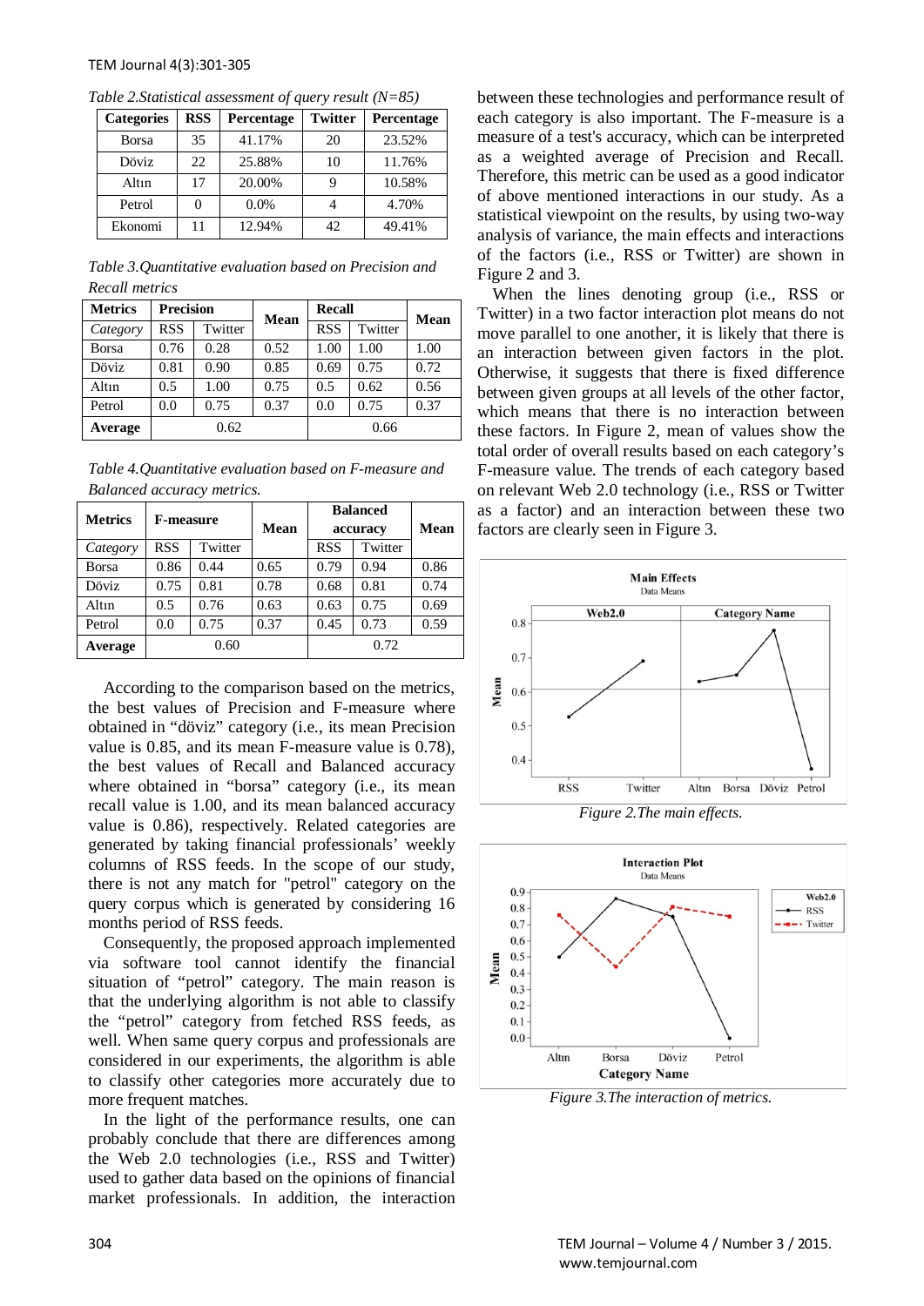*Table 2.Statistical assessment of query result (N=85)*

| Categories | RSS | Percentage | Twitter | Percentage |
|---|---|---|---|---|
| Borsa | 35 | 41.17% | 20 | 23.52% |
| Döviz | 22 | 25.88% | 10 | 11.76% |
| Altın | 17 | 20.00% | 9 | 10.58% |
| Petrol | 0 | 0.0% | 4 | 4.70% |
| Ekonomi | 11 | 12.94% | 42 | 49.41% |

*Table 3.Quantitative evaluation based on Precision and Recall metrics*

| Metrics | Precision | | Mean | Recall | | Mean |
|---|---|---|---|---|---|---|
| *Category* | RSS | Twitter | | RSS | Twitter | |
| Borsa | 0.76 | 0.28 | 0.52 | 1.00 | 1.00 | 1.00 |
| Döviz | 0.81 | 0.90 | 0.85 | 0.69 | 0.75 | 0.72 |
| Altın | 0.5 | 1.00 | 0.75 | 0.5 | 0.62 | 0.56 |
| Petrol | 0.0 | 0.75 | 0.37 | 0.0 | 0.75 | 0.37 |
| **Average** | 0.62 | | | 0.66 | | |

*Table 4.Quantitative evaluation based on F-measure and Balanced accuracy metrics.*

| Metrics | F-measure | | Mean | Balanced accuracy | | Mean |
|---|---|---|---|---|---|---|
| *Category* | RSS | Twitter | | RSS | Twitter | |
| Borsa | 0.86 | 0.44 | 0.65 | 0.79 | 0.94 | 0.86 |
| Döviz | 0.75 | 0.81 | 0.78 | 0.68 | 0.81 | 0.74 |
| Altın | 0.5 | 0.76 | 0.63 | 0.63 | 0.75 | 0.69 |
| Petrol | 0.0 | 0.75 | 0.37 | 0.45 | 0.73 | 0.59 |
| **Average** | 0.60 | | | 0.72 | | |

According to the comparison based on the metrics, the best values of Precision and F-measure where obtained in "döviz" category (i.e., its mean Precision value is 0.85, and its mean F-measure value is 0.78), the best values of Recall and Balanced accuracy where obtained in "borsa" category (i.e., its mean recall value is 1.00, and its mean balanced accuracy value is 0.86), respectively. Related categories are generated by taking financial professionals' weekly columns of RSS feeds. In the scope of our study, there is not any match for "petrol" category on the query corpus which is generated by considering 16 months period of RSS feeds.

Consequently, the proposed approach implemented via software tool cannot identify the financial situation of "petrol" category. The main reason is that the underlying algorithm is not able to classify the "petrol" category from fetched RSS feeds, as well. When same query corpus and professionals are considered in our experiments, the algorithm is able to classify other categories more accurately due to more frequent matches.

In the light of the performance results, one can probably conclude that there are differences among the Web 2.0 technologies (i.e., RSS and Twitter) used to gather data based on the opinions of financial market professionals. In addition, the interaction between these technologies and performance result of each category is also important. The F-measure is a measure of a test's accuracy, which can be interpreted as a weighted average of Precision and Recall. Therefore, this metric can be used as a good indicator of above mentioned interactions in our study. As a statistical viewpoint on the results, by using two-way analysis of variance, the main effects and interactions of the factors (i.e., RSS or Twitter) are shown in Figure 2 and 3.

When the lines denoting group (i.e., RSS or Twitter) in a two factor interaction plot means do not move parallel to one another, it is likely that there is an interaction between given factors in the plot. Otherwise, it suggests that there is fixed difference between given groups at all levels of the other factor, which means that there is no interaction between these factors. In Figure 2, mean of values show the total order of overall results based on each category's F-measure value. The trends of each category based on relevant Web 2.0 technology (i.e., RSS or Twitter as a factor) and an interaction between these two factors are clearly seen in Figure 3.

*Figure 2.The main effects.*

*Figure 3.The interaction of metrics.*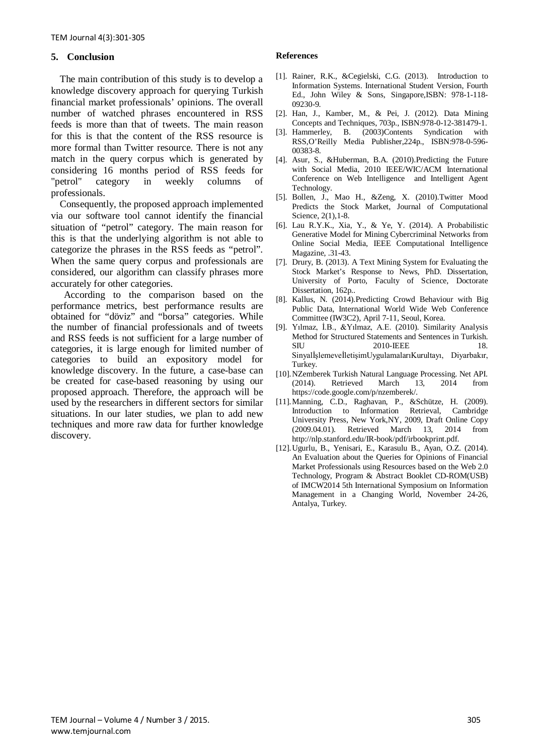## 5. Conclusion

The main contribution of this study is to develop a knowledge discovery approach for querying Turkish financial market professionals' opinions. The overall number of watched phrases encountered in RSS feeds is more than that of tweets. The main reason for this is that the content of the RSS resource is more formal than Twitter resource. There is not any match in the query corpus which is generated by considering 16 months period of RSS feeds for "petrol" category in weekly columns of professionals.

Consequently, the proposed approach implemented via our software tool cannot identify the financial situation of "petrol" category. The main reason for this is that the underlying algorithm is not able to categorize the phrases in the RSS feeds as "petrol". When the same query corpus and professionals are considered, our algorithm can classify phrases more accurately for other categories.

According to the comparison based on the performance metrics, best performance results are obtained for "döviz" and "borsa" categories. While the number of financial professionals and of tweets and RSS feeds is not sufficient for a large number of categories, it is large enough for limited number of categories to build an expository model for knowledge discovery. In the future, a case-base can be created for case-based reasoning by using our proposed approach. Therefore, the approach will be used by the researchers in different sectors for similar situations. In our later studies, we plan to add new techniques and more raw data for further knowledge discovery.

## References

[1]. Rainer, R.K., &Cegielski, C.G. (2013). Introduction to Information Systems. International Student Version, Fourth Ed., John Wiley & Sons, Singapore,ISBN: 978-1-118-09230-9.

[2]. Han, J., Kamber, M., & Pei, J. (2012). Data Mining Concepts and Techniques, 703p., ISBN:978-0-12-381479-1.

[3]. Hammerley, B. (2003)Contents Syndication with RSS,O'Reilly Media Publisher,224p., ISBN:978-0-596-00383-8.

[4]. Asur, S., &Huberman, B.A. (2010).Predicting the Future with Social Media, 2010 IEEE/WIC/ACM International Conference on Web Intelligence and Intelligent Agent Technology.

[5]. Bollen, J., Mao H., &Zeng, X. (2010).Twitter Mood Predicts the Stock Market, Journal of Computational Science, 2(1),1-8.

[6]. Lau R.Y.K., Xia, Y., & Ye, Y. (2014). A Probabilistic Generative Model for Mining Cybercriminal Networks from Online Social Media, IEEE Computational Intelligence Magazine, .31-43.

[7]. Drury, B. (2013). A Text Mining System for Evaluating the Stock Market's Response to News, PhD. Dissertation, University of Porto, Faculty of Science, Doctorate Dissertation, 162p..

[8]. Kallus, N. (2014).Predicting Crowd Behaviour with Big Public Data, International World Wide Web Conference Committee (IW3C2), April 7-11, Seoul, Korea.

[9]. Yılmaz, İ.B., &Yılmaz, A.E. (2010). Similarity Analysis Method for Structured Statements and Sentences in Turkish. SIU 2010-IEEE 18. SinyalİşlemeveİletişimUygulamalarıKurultayı, Diyarbakır, Turkey.

[10]. NZemberek Turkish Natural Language Processing. Net API. (2014). Retrieved March 13, 2014 from https://code.google.com/p/nzemberek/.

[11]. Manning, C.D., Raghavan, P., &Schütze, H. (2009). Introduction to Information Retrieval, Cambridge University Press, New York,NY, 2009, Draft Online Copy (2009.04.01). Retrieved March 13, 2014 from http://nlp.stanford.edu/IR-book/pdf/irbookprint.pdf.

[12]. Ugurlu, B., Yenisari, E., Karasulu B., Ayan, O.Z. (2014). An Evaluation about the Queries for Opinions of Financial Market Professionals using Resources based on the Web 2.0 Technology, Program & Abstract Booklet CD-ROM(USB) of IMCW2014 5th International Symposium on Information Management in a Changing World, November 24-26, Antalya, Turkey.